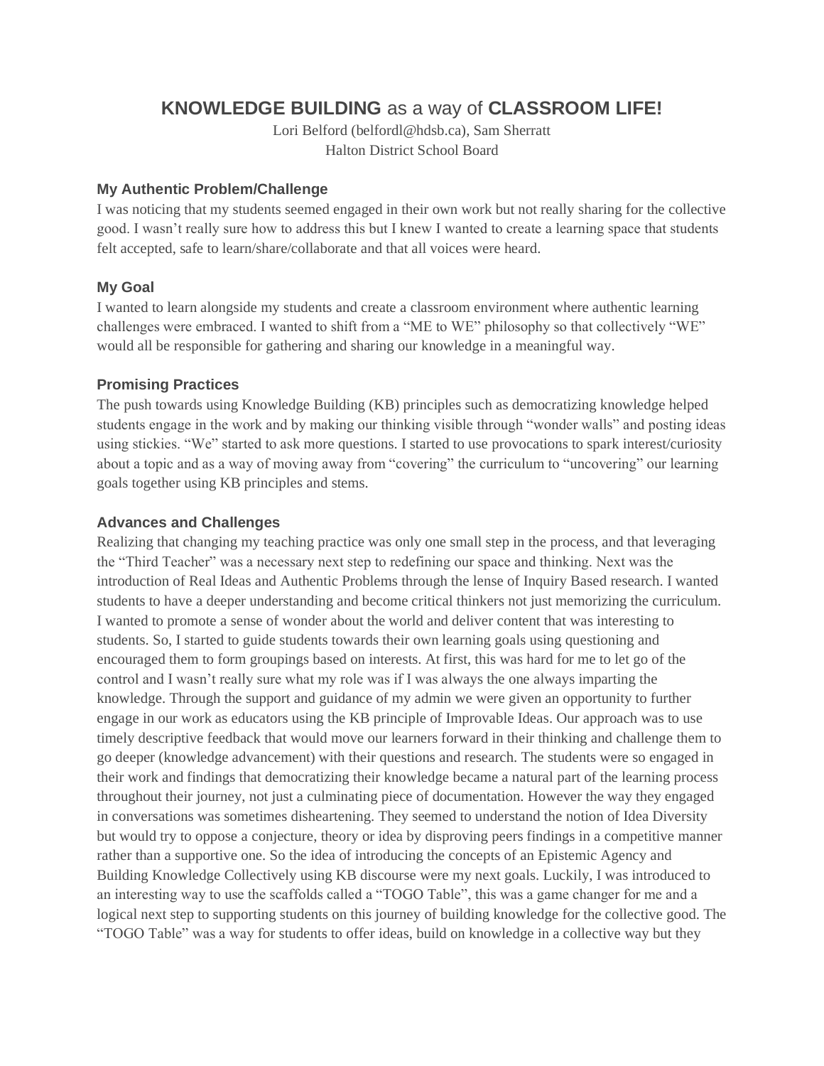# **KNOWLEDGE BUILDING** as a way of **CLASSROOM LIFE!**

Lori Belford (belfordl@hdsb.ca), Sam Sherratt
Halton District School Board

### My Authentic Problem/Challenge

I was noticing that my students seemed engaged in their own work but not really sharing for the collective good. I wasn't really sure how to address this but I knew I wanted to create a learning space that students felt accepted, safe to learn/share/collaborate and that all voices were heard.

### My Goal

I wanted to learn alongside my students and create a classroom environment where authentic learning challenges were embraced. I wanted to shift from a "ME to WE" philosophy so that collectively "WE" would all be responsible for gathering and sharing our knowledge in a meaningful way.

### Promising Practices

The push towards using Knowledge Building (KB) principles such as democratizing knowledge helped students engage in the work and by making our thinking visible through "wonder walls" and posting ideas using stickies. "We" started to ask more questions. I started to use provocations to spark interest/curiosity about a topic and as a way of moving away from "covering" the curriculum to "uncovering" our learning goals together using KB principles and stems.

### Advances and Challenges

Realizing that changing my teaching practice was only one small step in the process, and that leveraging the "Third Teacher" was a necessary next step to redefining our space and thinking. Next was the introduction of Real Ideas and Authentic Problems through the lense of Inquiry Based research. I wanted students to have a deeper understanding and become critical thinkers not just memorizing the curriculum. I wanted to promote a sense of wonder about the world and deliver content that was interesting to students. So, I started to guide students towards their own learning goals using questioning and encouraged them to form groupings based on interests. At first, this was hard for me to let go of the control and I wasn't really sure what my role was if I was always the one always imparting the knowledge. Through the support and guidance of my admin we were given an opportunity to further engage in our work as educators using the KB principle of Improvable Ideas. Our approach was to use timely descriptive feedback that would move our learners forward in their thinking and challenge them to go deeper (knowledge advancement) with their questions and research. The students were so engaged in their work and findings that democratizing their knowledge became a natural part of the learning process throughout their journey, not just a culminating piece of documentation. However the way they engaged in conversations was sometimes disheartening. They seemed to understand the notion of Idea Diversity but would try to oppose a conjecture, theory or idea by disproving peers findings in a competitive manner rather than a supportive one. So the idea of introducing the concepts of an Epistemic Agency and Building Knowledge Collectively using KB discourse were my next goals. Luckily, I was introduced to an interesting way to use the scaffolds called a "TOGO Table", this was a game changer for me and a logical next step to supporting students on this journey of building knowledge for the collective good. The "TOGO Table" was a way for students to offer ideas, build on knowledge in a collective way but they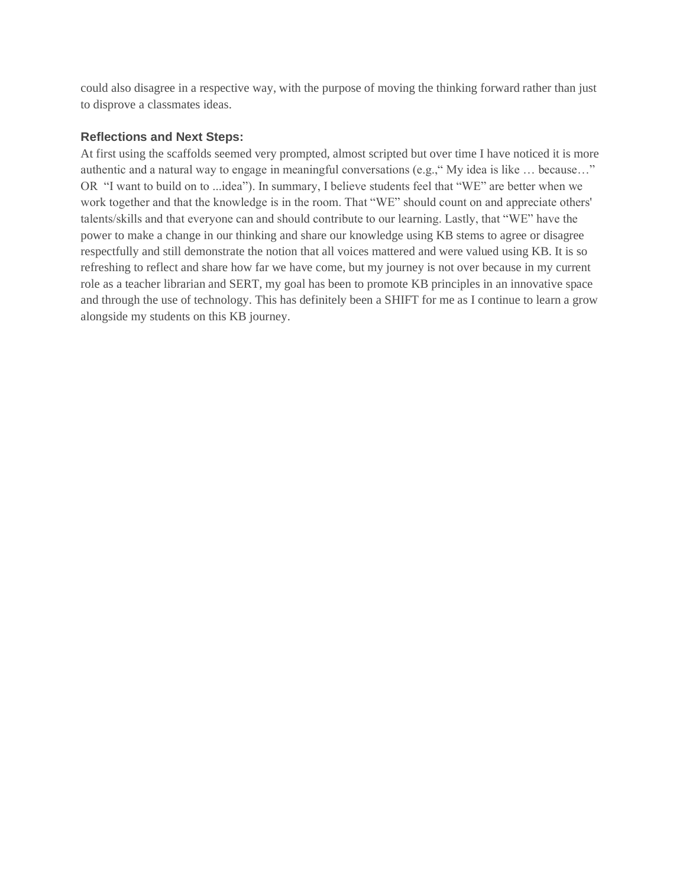could also disagree in a respective way, with the purpose of moving the thinking forward rather than just to disprove a classmates ideas.

### Reflections and Next Steps:

At first using the scaffolds seemed very prompted, almost scripted but over time I have noticed it is more authentic and a natural way to engage in meaningful conversations (e.g.," My idea is like … because…" OR "I want to build on to ...idea"). In summary, I believe students feel that "WE" are better when we work together and that the knowledge is in the room. That "WE" should count on and appreciate others' talents/skills and that everyone can and should contribute to our learning. Lastly, that "WE" have the power to make a change in our thinking and share our knowledge using KB stems to agree or disagree respectfully and still demonstrate the notion that all voices mattered and were valued using KB. It is so refreshing to reflect and share how far we have come, but my journey is not over because in my current role as a teacher librarian and SERT, my goal has been to promote KB principles in an innovative space and through the use of technology. This has definitely been a SHIFT for me as I continue to learn a grow alongside my students on this KB journey.